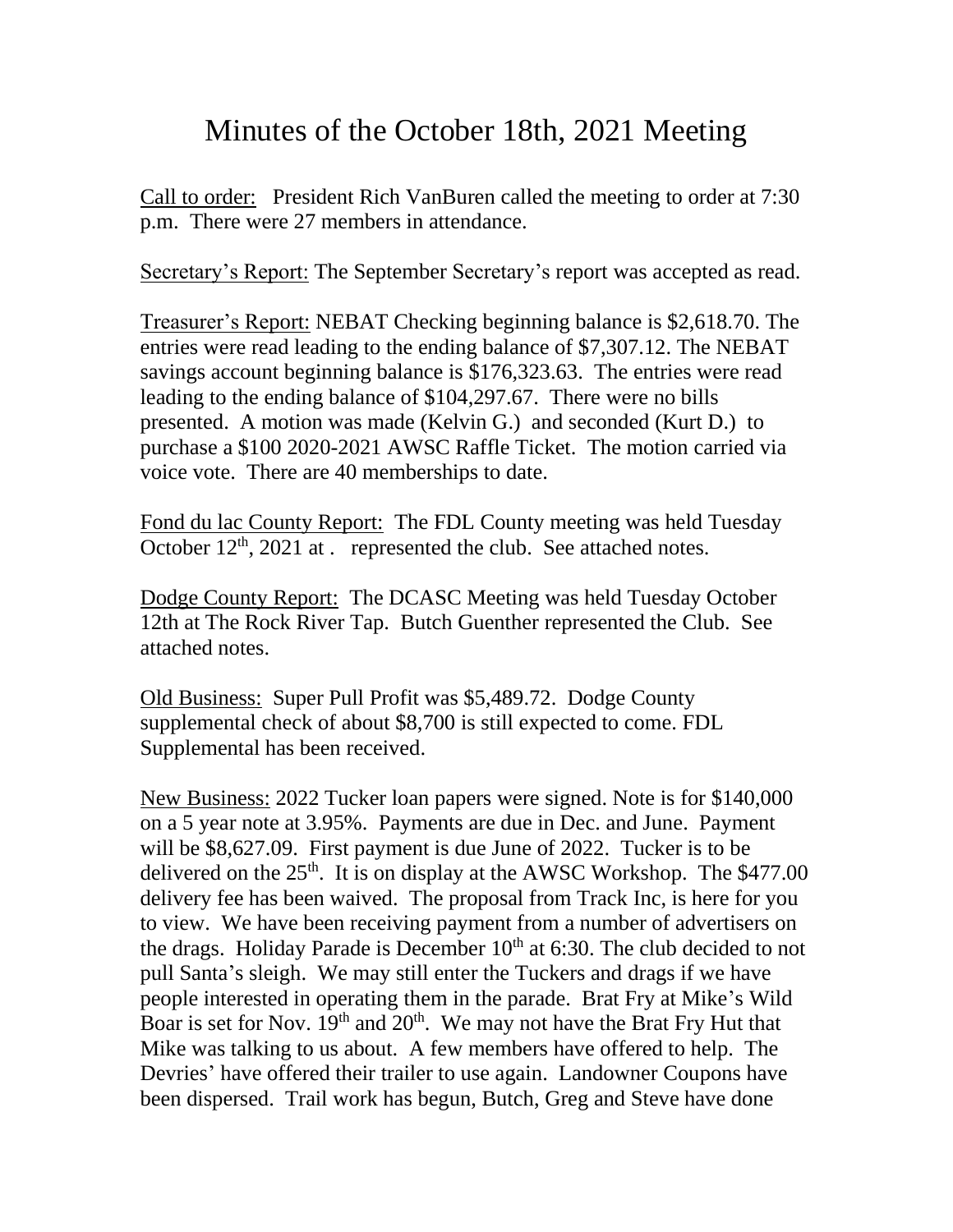# Minutes of the October 18th, 2021 Meeting

Call to order: President Rich VanBuren called the meeting to order at 7:30 p.m. There were 27 members in attendance.

Secretary's Report: The September Secretary's report was accepted as read.

Treasurer's Report: NEBAT Checking beginning balance is $2,618.70. The entries were read leading to the ending balance of $7,307.12. The NEBAT savings account beginning balance is $176,323.63. The entries were read leading to the ending balance of $104,297.67. There were no bills presented. A motion was made (Kelvin G.) and seconded (Kurt D.) to purchase a $100 2020-2021 AWSC Raffle Ticket. The motion carried via voice vote. There are 40 memberships to date.

Fond du lac County Report: The FDL County meeting was held Tuesday October 12th, 2021 at . represented the club. See attached notes.

Dodge County Report: The DCASC Meeting was held Tuesday October 12th at The Rock River Tap. Butch Guenther represented the Club. See attached notes.

Old Business: Super Pull Profit was $5,489.72. Dodge County supplemental check of about $8,700 is still expected to come. FDL Supplemental has been received.

New Business: 2022 Tucker loan papers were signed. Note is for $140,000 on a 5 year note at 3.95%. Payments are due in Dec. and June. Payment will be $8,627.09. First payment is due June of 2022. Tucker is to be delivered on the 25th. It is on display at the AWSC Workshop. The $477.00 delivery fee has been waived. The proposal from Track Inc, is here for you to view. We have been receiving payment from a number of advertisers on the drags. Holiday Parade is December 10th at 6:30. The club decided to not pull Santa's sleigh. We may still enter the Tuckers and drags if we have people interested in operating them in the parade. Brat Fry at Mike's Wild Boar is set for Nov. 19th and 20th. We may not have the Brat Fry Hut that Mike was talking to us about. A few members have offered to help. The Devries' have offered their trailer to use again. Landowner Coupons have been dispersed. Trail work has begun, Butch, Greg and Steve have done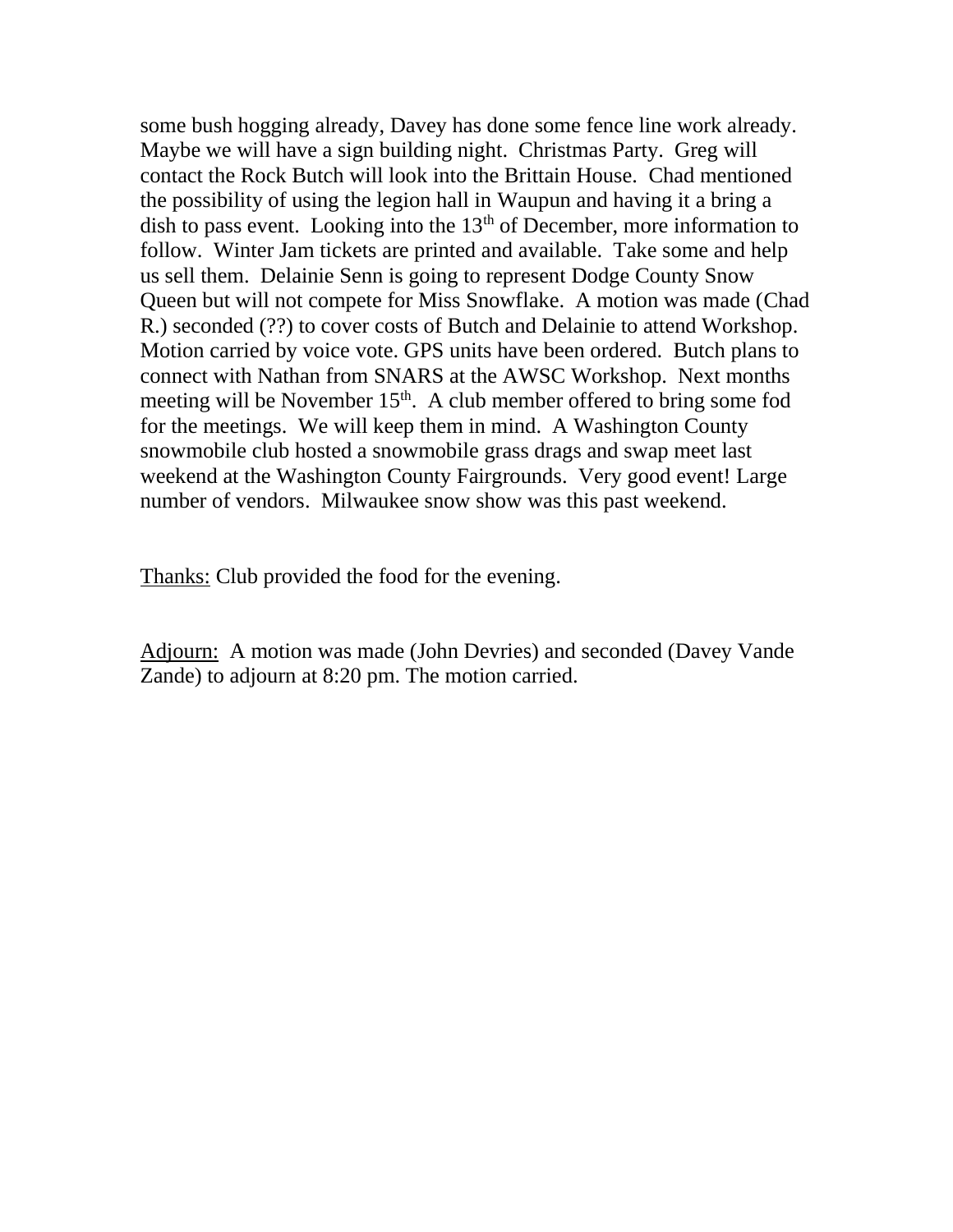some bush hogging already, Davey has done some fence line work already. Maybe we will have a sign building night. Christmas Party. Greg will contact the Rock Butch will look into the Brittain House. Chad mentioned the possibility of using the legion hall in Waupun and having it a bring a dish to pass event. Looking into the 13th of December, more information to follow. Winter Jam tickets are printed and available. Take some and help us sell them. Delainie Senn is going to represent Dodge County Snow Queen but will not compete for Miss Snowflake. A motion was made (Chad R.) seconded (??) to cover costs of Butch and Delainie to attend Workshop. Motion carried by voice vote. GPS units have been ordered. Butch plans to connect with Nathan from SNARS at the AWSC Workshop. Next months meeting will be November 15th. A club member offered to bring some fod for the meetings. We will keep them in mind. A Washington County snowmobile club hosted a snowmobile grass drags and swap meet last weekend at the Washington County Fairgrounds. Very good event! Large number of vendors. Milwaukee snow show was this past weekend.

<u>Thanks:</u> Club provided the food for the evening.

<u>Adjourn:</u> A motion was made (John Devries) and seconded (Davey Vande Zande) to adjourn at 8:20 pm. The motion carried.